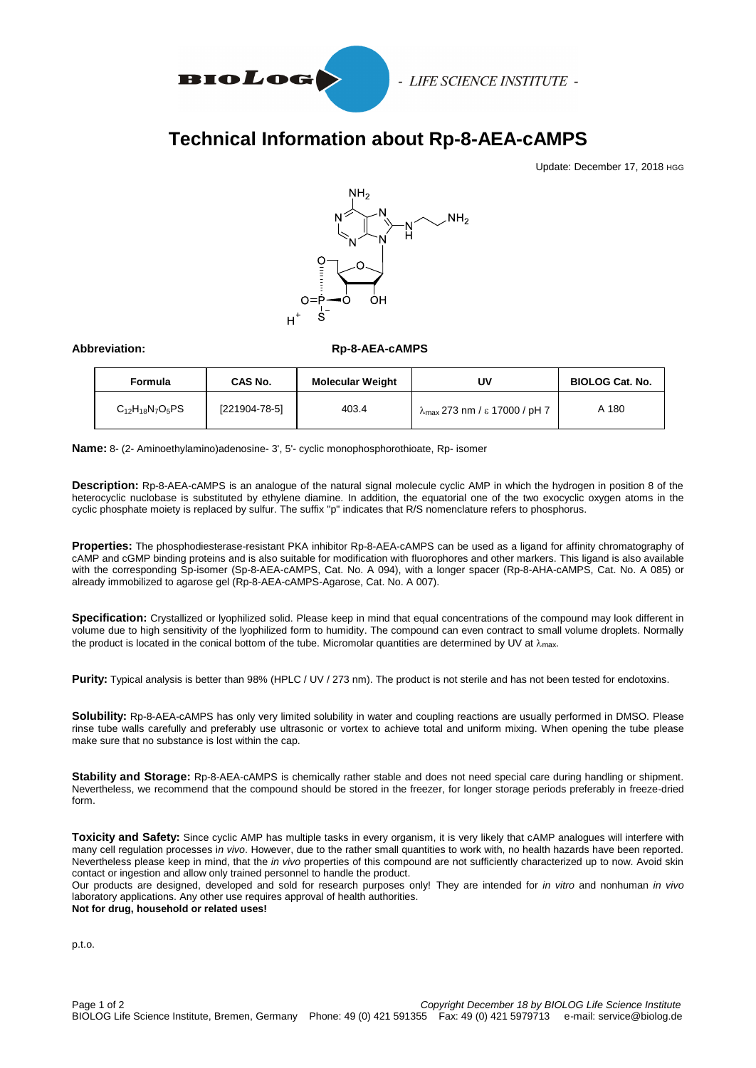BIOLOG - LIFE SCIENCE INSTITUTE -

# Technical Information about Rp-8-AEA-cAMPS

Update: December 17, 2018 HGG

**Abbreviation:** **Rp-8-AEA-cAMPS**

| Formula | CAS No. | Molecular Weight | UV | BIOLOG Cat. No. |
|---|---|---|---|---|
| $C_{12}H_{18}N_7O_5PS$ | [221904-78-5] | 403.4 | $\lambda_{max}$ 273 nm / $\varepsilon$ 17000 / pH 7 | A 180 |

**Name:** 8- (2- Aminoethylamino)adenosine- 3', 5'- cyclic monophosphorothioate, Rp- isomer

**Description:** Rp-8-AEA-cAMPS is an analogue of the natural signal molecule cyclic AMP in which the hydrogen in position 8 of the heterocyclic nuclobase is substituted by ethylene diamine. In addition, the equatorial one of the two exocyclic oxygen atoms in the cyclic phosphate moiety is replaced by sulfur. The suffix "p" indicates that R/S nomenclature refers to phosphorus.

**Properties:** The phosphodiesterase-resistant PKA inhibitor Rp-8-AEA-cAMPS can be used as a ligand for affinity chromatography of cAMP and cGMP binding proteins and is also suitable for modification with fluorophores and other markers. This ligand is also available with the corresponding Sp-isomer (Sp-8-AEA-cAMPS, Cat. No. A 094), with a longer spacer (Rp-8-AHA-cAMPS, Cat. No. A 085) or already immobilized to agarose gel (Rp-8-AEA-cAMPS-Agarose, Cat. No. A 007).

**Specification:** Crystallized or lyophilized solid. Please keep in mind that equal concentrations of the compound may look different in volume due to high sensitivity of the lyophilized form to humidity. The compound can even contract to small volume droplets. Normally the product is located in the conical bottom of the tube. Micromolar quantities are determined by UV at $\lambda_{max}$.

**Purity:** Typical analysis is better than 98% (HPLC / UV / 273 nm). The product is not sterile and has not been tested for endotoxins.

**Solubility:** Rp-8-AEA-cAMPS has only very limited solubility in water and coupling reactions are usually performed in DMSO. Please rinse tube walls carefully and preferably use ultrasonic or vortex to achieve total and uniform mixing. When opening the tube please make sure that no substance is lost within the cap.

**Stability and Storage:** Rp-8-AEA-cAMPS is chemically rather stable and does not need special care during handling or shipment. Nevertheless, we recommend that the compound should be stored in the freezer, for longer storage periods preferably in freeze-dried form.

**Toxicity and Safety:** Since cyclic AMP has multiple tasks in every organism, it is very likely that cAMP analogues will interfere with many cell regulation processes *in vivo*. However, due to the rather small quantities to work with, no health hazards have been reported. Nevertheless please keep in mind, that the *in vivo* properties of this compound are not sufficiently characterized up to now. Avoid skin contact or ingestion and allow only trained personnel to handle the product.
Our products are designed, developed and sold for research purposes only! They are intended for *in vitro* and nonhuman *in vivo* laboratory applications. Any other use requires approval of health authorities.
**Not for drug, household or related uses!**

p.t.o.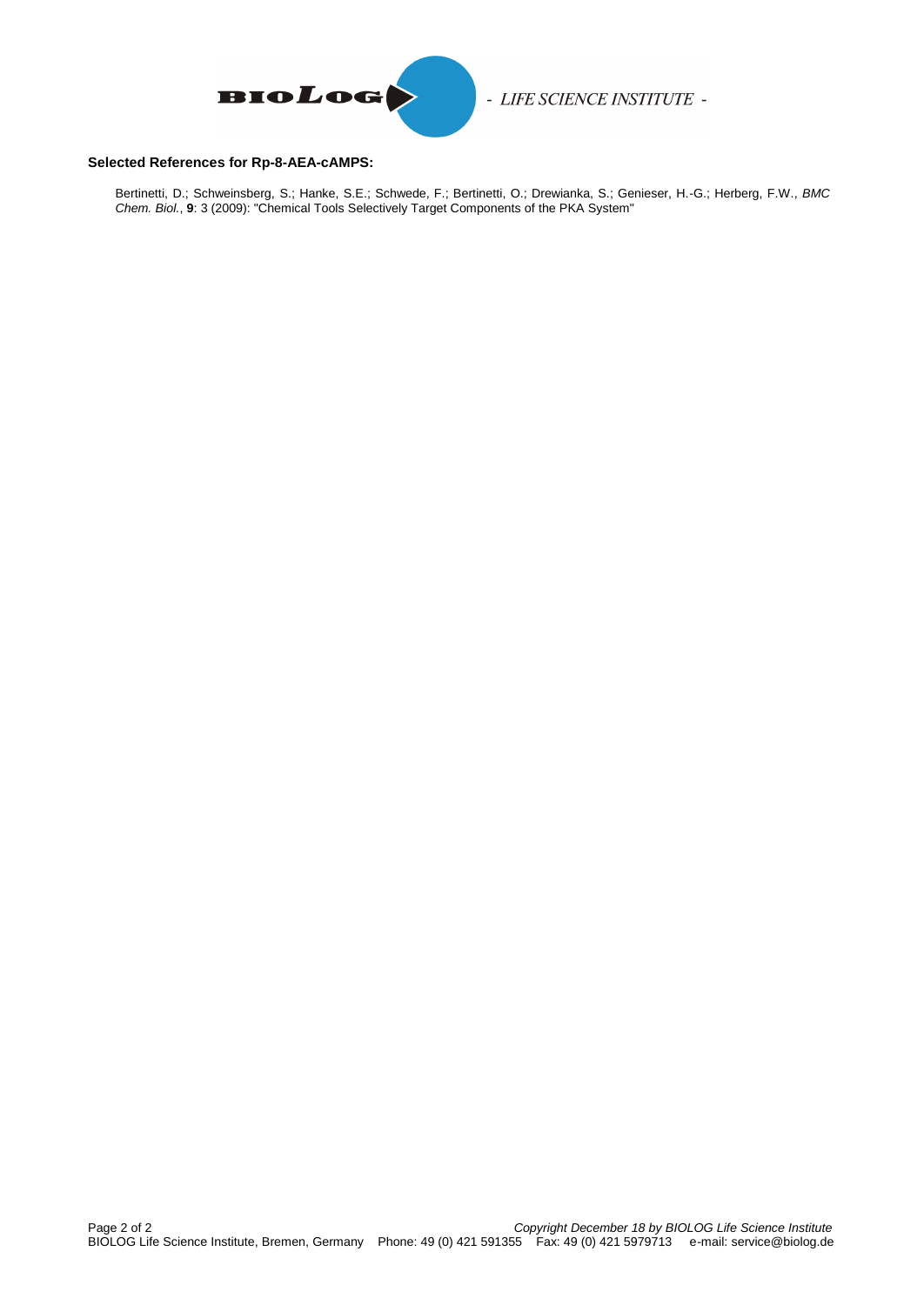**Selected References for Rp-8-AEA-cAMPS:**

Bertinetti, D.; Schweinsberg, S.; Hanke, S.E.; Schwede, F.; Bertinetti, O.; Drewianka, S.; Genieser, H.-G.; Herberg, F.W., *BMC Chem. Biol.*, **9**: 3 (2009): "Chemical Tools Selectively Target Components of the PKA System"